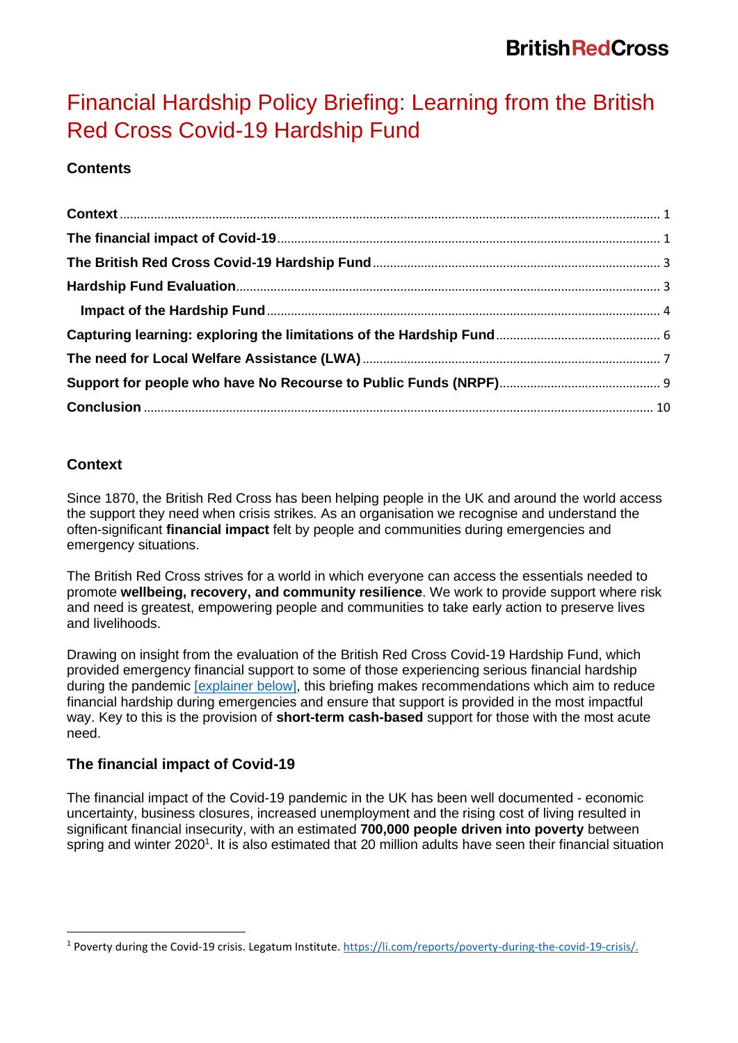# Financial Hardship Policy Briefing: Learning from the British Red Cross Covid-19 Hardship Fund

## Contents

- **Context** ........ 1
- **The financial impact of Covid-19** ........ 1
- **The British Red Cross Covid-19 Hardship Fund** ........ 3
- **Hardship Fund Evaluation** ........ 3
  - **Impact of the Hardship Fund** ........ 4
- **Capturing learning: exploring the limitations of the Hardship Fund** ........ 6
- **The need for Local Welfare Assistance (LWA)** ........ 7
- **Support for people who have No Recourse to Public Funds (NRPF)** ........ 9
- **Conclusion** ........ 10

## Context

Since 1870, the British Red Cross has been helping people in the UK and around the world access the support they need when crisis strikes. As an organisation we recognise and understand the often-significant **financial impact** felt by people and communities during emergencies and emergency situations.

The British Red Cross strives for a world in which everyone can access the essentials needed to promote **wellbeing, recovery, and community resilience**. We work to provide support where risk and need is greatest, empowering people and communities to take early action to preserve lives and livelihoods.

Drawing on insight from the evaluation of the British Red Cross Covid-19 Hardship Fund, which provided emergency financial support to some of those experiencing serious financial hardship during the pandemic [explainer below], this briefing makes recommendations which aim to reduce financial hardship during emergencies and ensure that support is provided in the most impactful way. Key to this is the provision of **short-term cash-based** support for those with the most acute need.

## The financial impact of Covid-19

The financial impact of the Covid-19 pandemic in the UK has been well documented - economic uncertainty, business closures, increased unemployment and the rising cost of living resulted in significant financial insecurity, with an estimated **700,000 people driven into poverty** between spring and winter 2020[1]. It is also estimated that 20 million adults have seen their financial situation

---

[1] Poverty during the Covid-19 crisis. Legatum Institute. https://li.com/reports/poverty-during-the-covid-19-crisis/.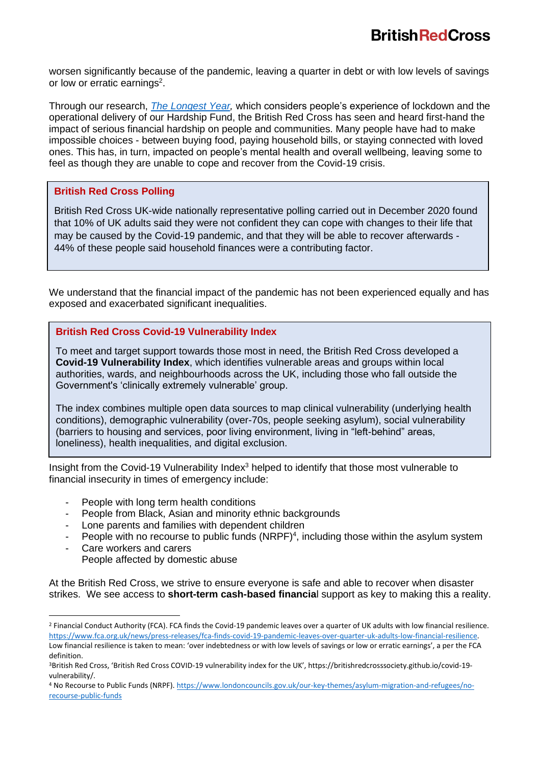worsen significantly because of the pandemic, leaving a quarter in debt or with low levels of savings or low or erratic earnings[2].

Through our research, *[The Longest Year](#),* which considers people's experience of lockdown and the operational delivery of our Hardship Fund, the British Red Cross has seen and heard first-hand the impact of serious financial hardship on people and communities. Many people have had to make impossible choices - between buying food, paying household bills, or staying connected with loved ones. This has, in turn, impacted on people's mental health and overall wellbeing, leaving some to feel as though they are unable to cope and recover from the Covid-19 crisis.

> **British Red Cross Polling**
>
> British Red Cross UK-wide nationally representative polling carried out in December 2020 found that 10% of UK adults said they were not confident they can cope with changes to their life that may be caused by the Covid-19 pandemic, and that they will be able to recover afterwards - 44% of these people said household finances were a contributing factor.

We understand that the financial impact of the pandemic has not been experienced equally and has exposed and exacerbated significant inequalities.

> **British Red Cross Covid-19 Vulnerability Index**
>
> To meet and target support towards those most in need, the British Red Cross developed a **Covid-19 Vulnerability Index**, which identifies vulnerable areas and groups within local authorities, wards, and neighbourhoods across the UK, including those who fall outside the Government's 'clinically extremely vulnerable' group.
>
> The index combines multiple open data sources to map clinical vulnerability (underlying health conditions), demographic vulnerability (over-70s, people seeking asylum), social vulnerability (barriers to housing and services, poor living environment, living in "left-behind" areas, loneliness), health inequalities, and digital exclusion.

Insight from the Covid-19 Vulnerability Index[3] helped to identify that those most vulnerable to financial insecurity in times of emergency include:

- People with long term health conditions
- People from Black, Asian and minority ethnic backgrounds
- Lone parents and families with dependent children
- People with no recourse to public funds (NRPF)[4], including those within the asylum system
- Care workers and carers
- People affected by domestic abuse

At the British Red Cross, we strive to ensure everyone is safe and able to recover when disaster strikes. We see access to **short-term cash-based financial** support as key to making this a reality.

---

[2] Financial Conduct Authority (FCA). FCA finds the Covid-19 pandemic leaves over a quarter of UK adults with low financial resilience. https://www.fca.org.uk/news/press-releases/fca-finds-covid-19-pandemic-leaves-over-quarter-uk-adults-low-financial-resilience. Low financial resilience is taken to mean: 'over indebtedness or with low levels of savings or low or erratic earnings', a per the FCA definition.

[3] British Red Cross, 'British Red Cross COVID-19 vulnerability index for the UK', https://britishredcrosssociety.github.io/covid-19-vulnerability/.

[4] No Recourse to Public Funds (NRPF). https://www.londoncouncils.gov.uk/our-key-themes/asylum-migration-and-refugees/no-recourse-public-funds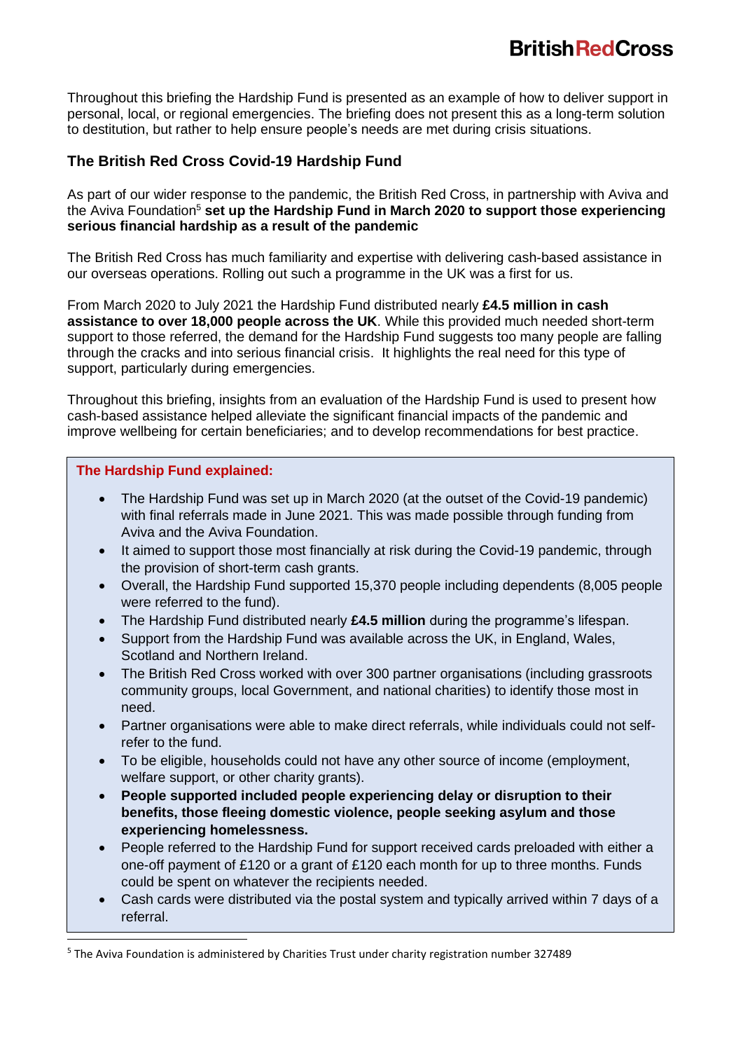Throughout this briefing the Hardship Fund is presented as an example of how to deliver support in personal, local, or regional emergencies. The briefing does not present this as a long-term solution to destitution, but rather to help ensure people's needs are met during crisis situations.

## The British Red Cross Covid-19 Hardship Fund

As part of our wider response to the pandemic, the British Red Cross, in partnership with Aviva and the Aviva Foundation[5] **set up the Hardship Fund in March 2020 to support those experiencing serious financial hardship as a result of the pandemic**

The British Red Cross has much familiarity and expertise with delivering cash-based assistance in our overseas operations. Rolling out such a programme in the UK was a first for us.

From March 2020 to July 2021 the Hardship Fund distributed nearly **£4.5 million in cash assistance to over 18,000 people across the UK**. While this provided much needed short-term support to those referred, the demand for the Hardship Fund suggests too many people are falling through the cracks and into serious financial crisis. It highlights the real need for this type of support, particularly during emergencies.

Throughout this briefing, insights from an evaluation of the Hardship Fund is used to present how cash-based assistance helped alleviate the significant financial impacts of the pandemic and improve wellbeing for certain beneficiaries; and to develop recommendations for best practice.

### The Hardship Fund explained:

- The Hardship Fund was set up in March 2020 (at the outset of the Covid-19 pandemic) with final referrals made in June 2021. This was made possible through funding from Aviva and the Aviva Foundation.
- It aimed to support those most financially at risk during the Covid-19 pandemic, through the provision of short-term cash grants.
- Overall, the Hardship Fund supported 15,370 people including dependents (8,005 people were referred to the fund).
- The Hardship Fund distributed nearly **£4.5 million** during the programme's lifespan.
- Support from the Hardship Fund was available across the UK, in England, Wales, Scotland and Northern Ireland.
- The British Red Cross worked with over 300 partner organisations (including grassroots community groups, local Government, and national charities) to identify those most in need.
- Partner organisations were able to make direct referrals, while individuals could not self-refer to the fund.
- To be eligible, households could not have any other source of income (employment, welfare support, or other charity grants).
- **People supported included people experiencing delay or disruption to their benefits, those fleeing domestic violence, people seeking asylum and those experiencing homelessness.**
- People referred to the Hardship Fund for support received cards preloaded with either a one-off payment of £120 or a grant of £120 each month for up to three months. Funds could be spent on whatever the recipients needed.
- Cash cards were distributed via the postal system and typically arrived within 7 days of a referral.

[5] The Aviva Foundation is administered by Charities Trust under charity registration number 327489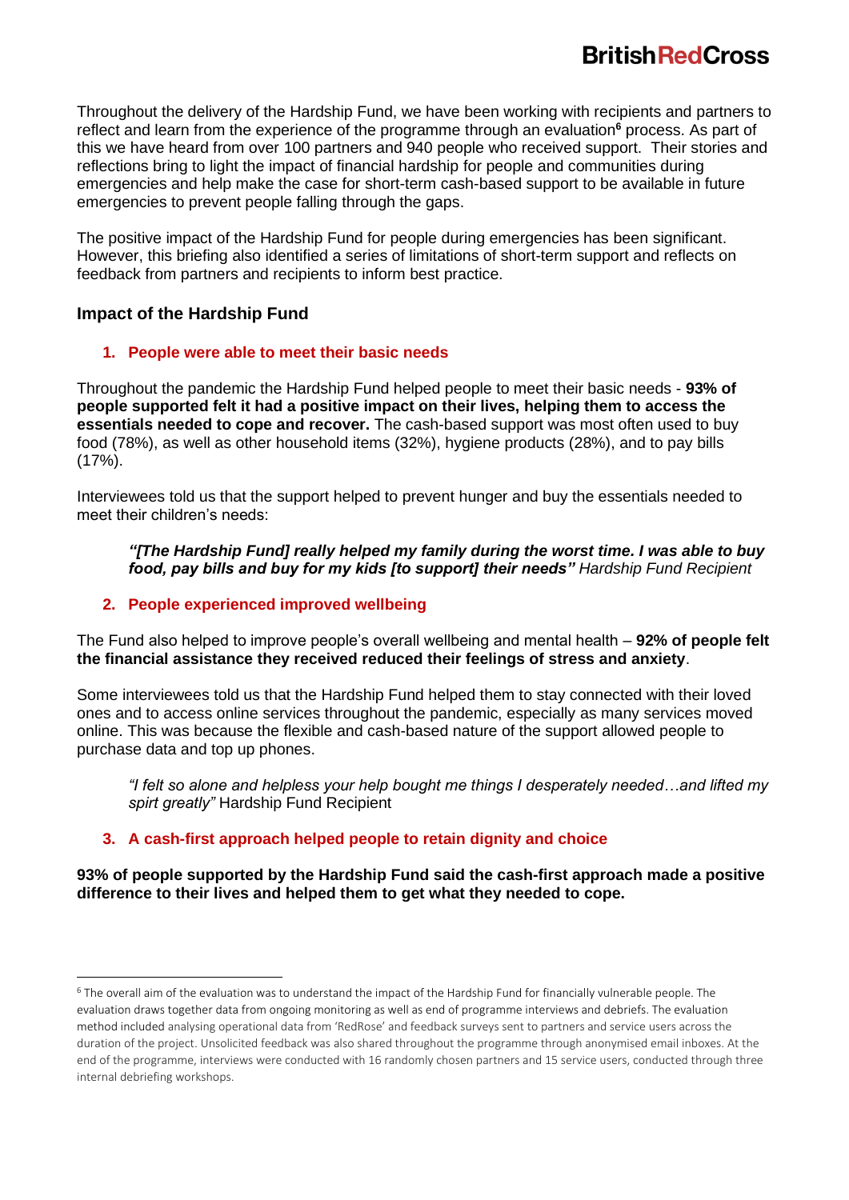Throughout the delivery of the Hardship Fund, we have been working with recipients and partners to reflect and learn from the experience of the programme through an evaluation[6] process. As part of this we have heard from over 100 partners and 940 people who received support. Their stories and reflections bring to light the impact of financial hardship for people and communities during emergencies and help make the case for short-term cash-based support to be available in future emergencies to prevent people falling through the gaps.

The positive impact of the Hardship Fund for people during emergencies has been significant. However, this briefing also identified a series of limitations of short-term support and reflects on feedback from partners and recipients to inform best practice.

## Impact of the Hardship Fund

### 1. People were able to meet their basic needs

Throughout the pandemic the Hardship Fund helped people to meet their basic needs - **93% of people supported felt it had a positive impact on their lives, helping them to access the essentials needed to cope and recover.** The cash-based support was most often used to buy food (78%), as well as other household items (32%), hygiene products (28%), and to pay bills (17%).

Interviewees told us that the support helped to prevent hunger and buy the essentials needed to meet their children's needs:

> ***"[The Hardship Fund] really helped my family during the worst time. I was able to buy food, pay bills and buy for my kids [to support] their needs"*** *Hardship Fund Recipient*

### 2. People experienced improved wellbeing

The Fund also helped to improve people's overall wellbeing and mental health – **92% of people felt the financial assistance they received reduced their feelings of stress and anxiety**.

Some interviewees told us that the Hardship Fund helped them to stay connected with their loved ones and to access online services throughout the pandemic, especially as many services moved online. This was because the flexible and cash-based nature of the support allowed people to purchase data and top up phones.

> *"I felt so alone and helpless your help bought me things I desperately needed…and lifted my spirt greatly"* Hardship Fund Recipient

### 3. A cash-first approach helped people to retain dignity and choice

**93% of people supported by the Hardship Fund said the cash-first approach made a positive difference to their lives and helped them to get what they needed to cope.**

---

[6] The overall aim of the evaluation was to understand the impact of the Hardship Fund for financially vulnerable people. The evaluation draws together data from ongoing monitoring as well as end of programme interviews and debriefs. The evaluation method included analysing operational data from 'RedRose' and feedback surveys sent to partners and service users across the duration of the project. Unsolicited feedback was also shared throughout the programme through anonymised email inboxes. At the end of the programme, interviews were conducted with 16 randomly chosen partners and 15 service users, conducted through three internal debriefing workshops.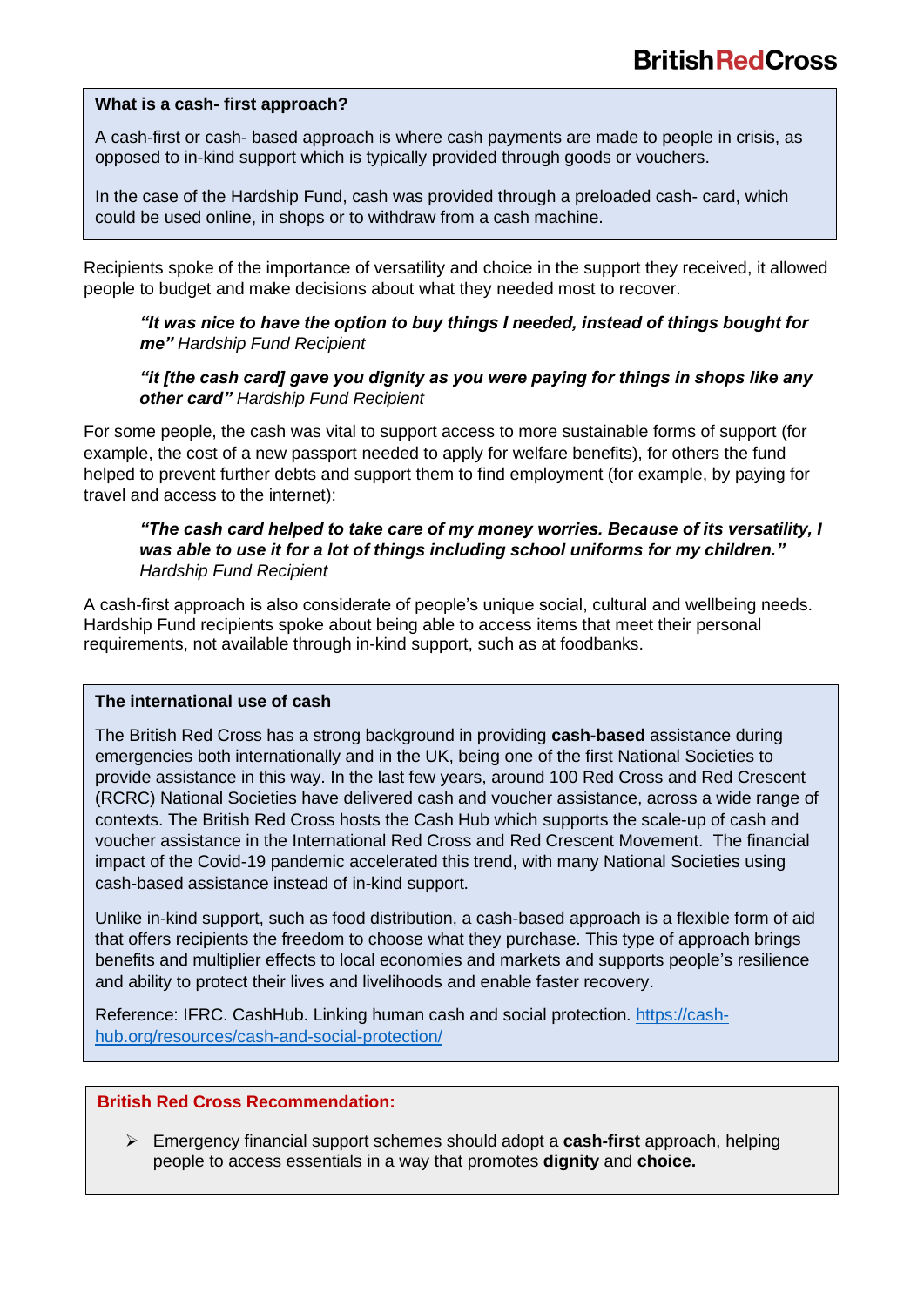### What is a cash- first approach?

A cash-first or cash- based approach is where cash payments are made to people in crisis, as opposed to in-kind support which is typically provided through goods or vouchers.

In the case of the Hardship Fund, cash was provided through a preloaded cash- card, which could be used online, in shops or to withdraw from a cash machine.

Recipients spoke of the importance of versatility and choice in the support they received, it allowed people to budget and make decisions about what they needed most to recover.

> ***"It was nice to have the option to buy things I needed, instead of things bought for me"*** *Hardship Fund Recipient*

> ***"it [the cash card] gave you dignity as you were paying for things in shops like any other card"*** *Hardship Fund Recipient*

For some people, the cash was vital to support access to more sustainable forms of support (for example, the cost of a new passport needed to apply for welfare benefits), for others the fund helped to prevent further debts and support them to find employment (for example, by paying for travel and access to the internet):

> ***"The cash card helped to take care of my money worries. Because of its versatility, I was able to use it for a lot of things including school uniforms for my children."*** *Hardship Fund Recipient*

A cash-first approach is also considerate of people's unique social, cultural and wellbeing needs. Hardship Fund recipients spoke about being able to access items that meet their personal requirements, not available through in-kind support, such as at foodbanks.

### The international use of cash

The British Red Cross has a strong background in providing **cash-based** assistance during emergencies both internationally and in the UK, being one of the first National Societies to provide assistance in this way. In the last few years, around 100 Red Cross and Red Crescent (RCRC) National Societies have delivered cash and voucher assistance, across a wide range of contexts. The British Red Cross hosts the Cash Hub which supports the scale-up of cash and voucher assistance in the International Red Cross and Red Crescent Movement. The financial impact of the Covid-19 pandemic accelerated this trend, with many National Societies using cash-based assistance instead of in-kind support.

Unlike in-kind support, such as food distribution, a cash-based approach is a flexible form of aid that offers recipients the freedom to choose what they purchase. This type of approach brings benefits and multiplier effects to local economies and markets and supports people's resilience and ability to protect their lives and livelihoods and enable faster recovery.

Reference: IFRC. CashHub. Linking human cash and social protection. https://cash-hub.org/resources/cash-and-social-protection/

### British Red Cross Recommendation:

- Emergency financial support schemes should adopt a **cash-first** approach, helping people to access essentials in a way that promotes **dignity** and **choice.**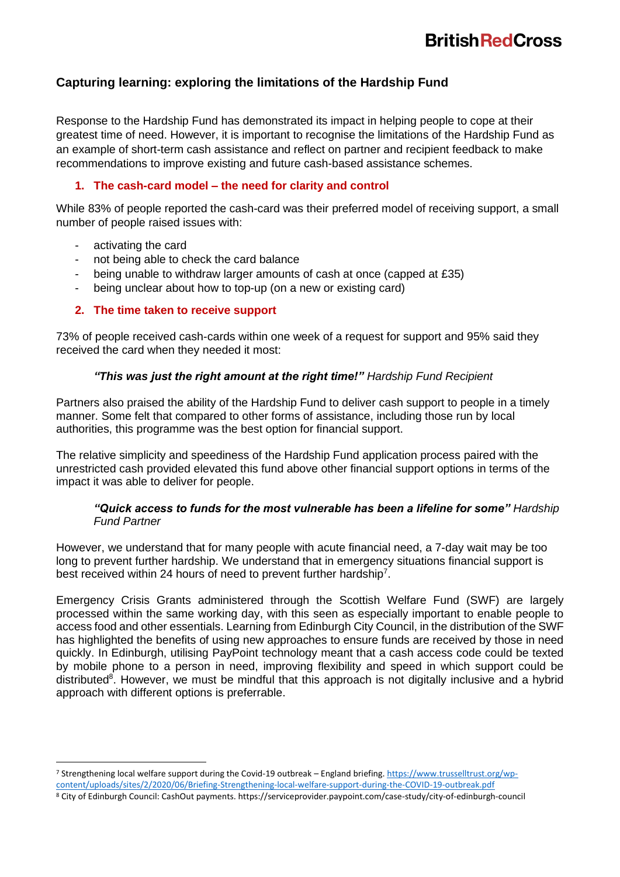## Capturing learning: exploring the limitations of the Hardship Fund

Response to the Hardship Fund has demonstrated its impact in helping people to cope at their greatest time of need. However, it is important to recognise the limitations of the Hardship Fund as an example of short-term cash assistance and reflect on partner and recipient feedback to make recommendations to improve existing and future cash-based assistance schemes.

### 1. The cash-card model – the need for clarity and control

While 83% of people reported the cash-card was their preferred model of receiving support, a small number of people raised issues with:

- activating the card
- not being able to check the card balance
- being unable to withdraw larger amounts of cash at once (capped at £35)
- being unclear about how to top-up (on a new or existing card)

### 2. The time taken to receive support

73% of people received cash-cards within one week of a request for support and 95% said they received the card when they needed it most:

> ***"This was just the right amount at the right time!"*** *Hardship Fund Recipient*

Partners also praised the ability of the Hardship Fund to deliver cash support to people in a timely manner. Some felt that compared to other forms of assistance, including those run by local authorities, this programme was the best option for financial support.

The relative simplicity and speediness of the Hardship Fund application process paired with the unrestricted cash provided elevated this fund above other financial support options in terms of the impact it was able to deliver for people.

> ***"Quick access to funds for the most vulnerable has been a lifeline for some"*** *Hardship Fund Partner*

However, we understand that for many people with acute financial need, a 7-day wait may be too long to prevent further hardship. We understand that in emergency situations financial support is best received within 24 hours of need to prevent further hardship[7].

Emergency Crisis Grants administered through the Scottish Welfare Fund (SWF) are largely processed within the same working day, with this seen as especially important to enable people to access food and other essentials. Learning from Edinburgh City Council, in the distribution of the SWF has highlighted the benefits of using new approaches to ensure funds are received by those in need quickly. In Edinburgh, utilising PayPoint technology meant that a cash access code could be texted by mobile phone to a person in need, improving flexibility and speed in which support could be distributed[8]. However, we must be mindful that this approach is not digitally inclusive and a hybrid approach with different options is preferrable.

---

[7] Strengthening local welfare support during the Covid-19 outbreak – England briefing. https://www.trusselltrust.org/wp-content/uploads/sites/2/2020/06/Briefing-Strengthening-local-welfare-support-during-the-COVID-19-outbreak.pdf

[8] City of Edinburgh Council: CashOut payments. https://serviceprovider.paypoint.com/case-study/city-of-edinburgh-council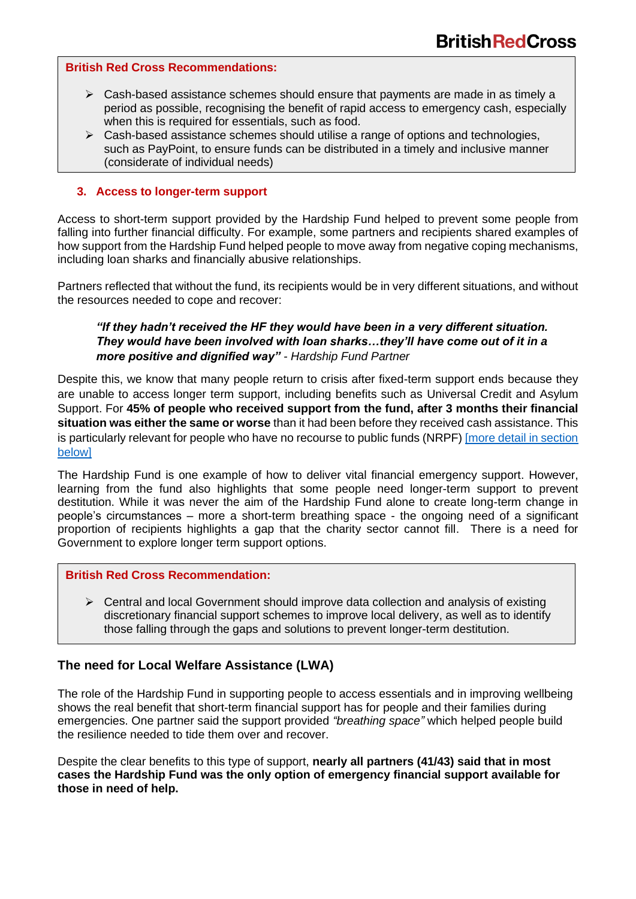**British Red Cross Recommendations:**

- Cash-based assistance schemes should ensure that payments are made in as timely a period as possible, recognising the benefit of rapid access to emergency cash, especially when this is required for essentials, such as food.
- Cash-based assistance schemes should utilise a range of options and technologies, such as PayPoint, to ensure funds can be distributed in a timely and inclusive manner (considerate of individual needs)

### 3. Access to longer-term support

Access to short-term support provided by the Hardship Fund helped to prevent some people from falling into further financial difficulty. For example, some partners and recipients shared examples of how support from the Hardship Fund helped people to move away from negative coping mechanisms, including loan sharks and financially abusive relationships.

Partners reflected that without the fund, its recipients would be in very different situations, and without the resources needed to cope and recover:

> ***"If they hadn't received the HF they would have been in a very different situation. They would have been involved with loan sharks…they'll have come out of it in a more positive and dignified way"*** *- Hardship Fund Partner*

Despite this, we know that many people return to crisis after fixed-term support ends because they are unable to access longer term support, including benefits such as Universal Credit and Asylum Support. For **45% of people who received support from the fund, after 3 months their financial situation was either the same or worse** than it had been before they received cash assistance. This is particularly relevant for people who have no recourse to public funds (NRPF) [more detail in section below]

The Hardship Fund is one example of how to deliver vital financial emergency support. However, learning from the fund also highlights that some people need longer-term support to prevent destitution. While it was never the aim of the Hardship Fund alone to create long-term change in people's circumstances – more a short-term breathing space - the ongoing need of a significant proportion of recipients highlights a gap that the charity sector cannot fill. There is a need for Government to explore longer term support options.

**British Red Cross Recommendation:**

- Central and local Government should improve data collection and analysis of existing discretionary financial support schemes to improve local delivery, as well as to identify those falling through the gaps and solutions to prevent longer-term destitution.

### The need for Local Welfare Assistance (LWA)

The role of the Hardship Fund in supporting people to access essentials and in improving wellbeing shows the real benefit that short-term financial support has for people and their families during emergencies. One partner said the support provided *"breathing space"* which helped people build the resilience needed to tide them over and recover.

Despite the clear benefits to this type of support, **nearly all partners (41/43) said that in most cases the Hardship Fund was the only option of emergency financial support available for those in need of help.**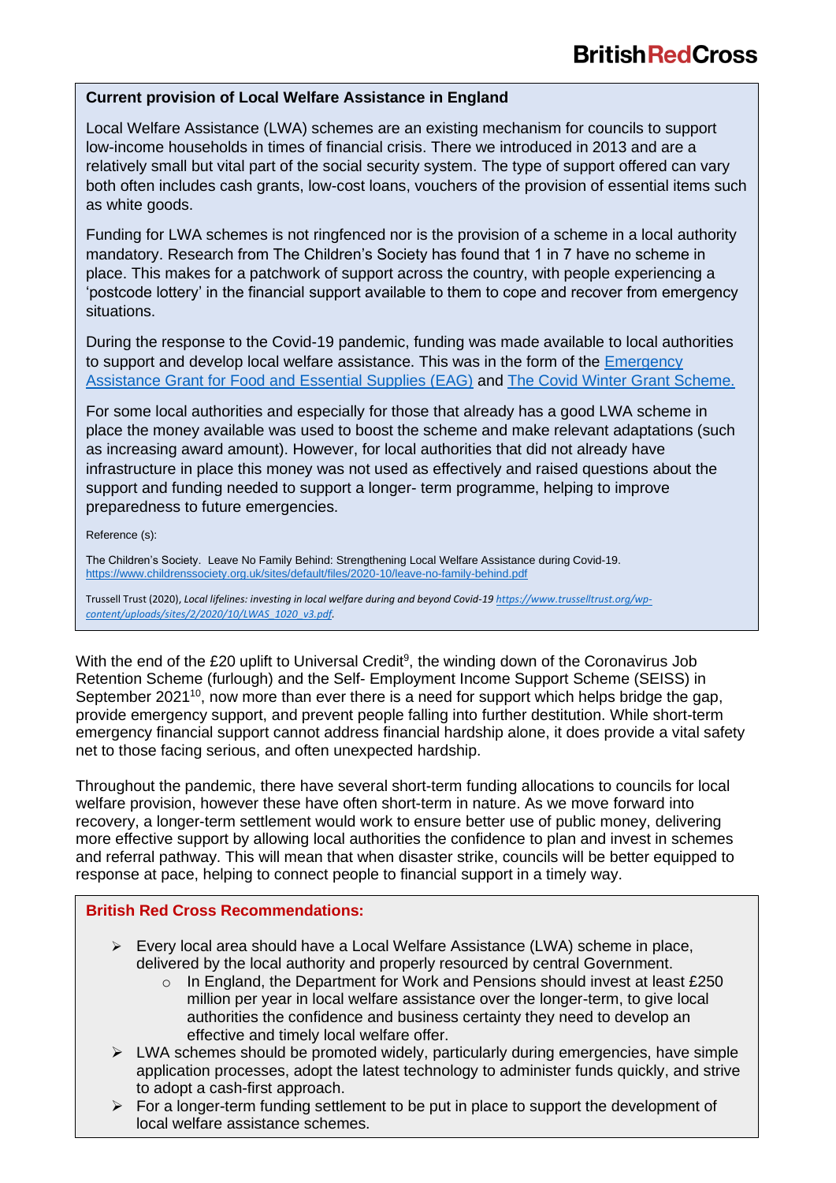### Current provision of Local Welfare Assistance in England

Local Welfare Assistance (LWA) schemes are an existing mechanism for councils to support low-income households in times of financial crisis. There we introduced in 2013 and are a relatively small but vital part of the social security system. The type of support offered can vary both often includes cash grants, low-cost loans, vouchers of the provision of essential items such as white goods.

Funding for LWA schemes is not ringfenced nor is the provision of a scheme in a local authority mandatory. Research from The Children's Society has found that 1 in 7 have no scheme in place. This makes for a patchwork of support across the country, with people experiencing a 'postcode lottery' in the financial support available to them to cope and recover from emergency situations.

During the response to the Covid-19 pandemic, funding was made available to local authorities to support and develop local welfare assistance. This was in the form of the Emergency Assistance Grant for Food and Essential Supplies (EAG) and The Covid Winter Grant Scheme.

For some local authorities and especially for those that already has a good LWA scheme in place the money available was used to boost the scheme and make relevant adaptations (such as increasing award amount). However, for local authorities that did not already have infrastructure in place this money was not used as effectively and raised questions about the support and funding needed to support a longer- term programme, helping to improve preparedness to future emergencies.

Reference (s):

The Children's Society. Leave No Family Behind: Strengthening Local Welfare Assistance during Covid-19. https://www.childrenssociety.org.uk/sites/default/files/2020-10/leave-no-family-behind.pdf

Trussell Trust (2020), *Local lifelines: investing in local welfare during and beyond Covid-19* *https://www.trusselltrust.org/wp-content/uploads/sites/2/2020/10/LWAS_1020_v3.pdf*.

With the end of the £20 uplift to Universal Credit[9], the winding down of the Coronavirus Job Retention Scheme (furlough) and the Self- Employment Income Support Scheme (SEISS) in September 2021[10], now more than ever there is a need for support which helps bridge the gap, provide emergency support, and prevent people falling into further destitution. While short-term emergency financial support cannot address financial hardship alone, it does provide a vital safety net to those facing serious, and often unexpected hardship.

Throughout the pandemic, there have several short-term funding allocations to councils for local welfare provision, however these have often short-term in nature. As we move forward into recovery, a longer-term settlement would work to ensure better use of public money, delivering more effective support by allowing local authorities the confidence to plan and invest in schemes and referral pathway. This will mean that when disaster strike, councils will be better equipped to response at pace, helping to connect people to financial support in a timely way.

### British Red Cross Recommendations:

- Every local area should have a Local Welfare Assistance (LWA) scheme in place, delivered by the local authority and properly resourced by central Government.
  - In England, the Department for Work and Pensions should invest at least £250 million per year in local welfare assistance over the longer-term, to give local authorities the confidence and business certainty they need to develop an effective and timely local welfare offer.
- LWA schemes should be promoted widely, particularly during emergencies, have simple application processes, adopt the latest technology to administer funds quickly, and strive to adopt a cash-first approach.
- For a longer-term funding settlement to be put in place to support the development of local welfare assistance schemes.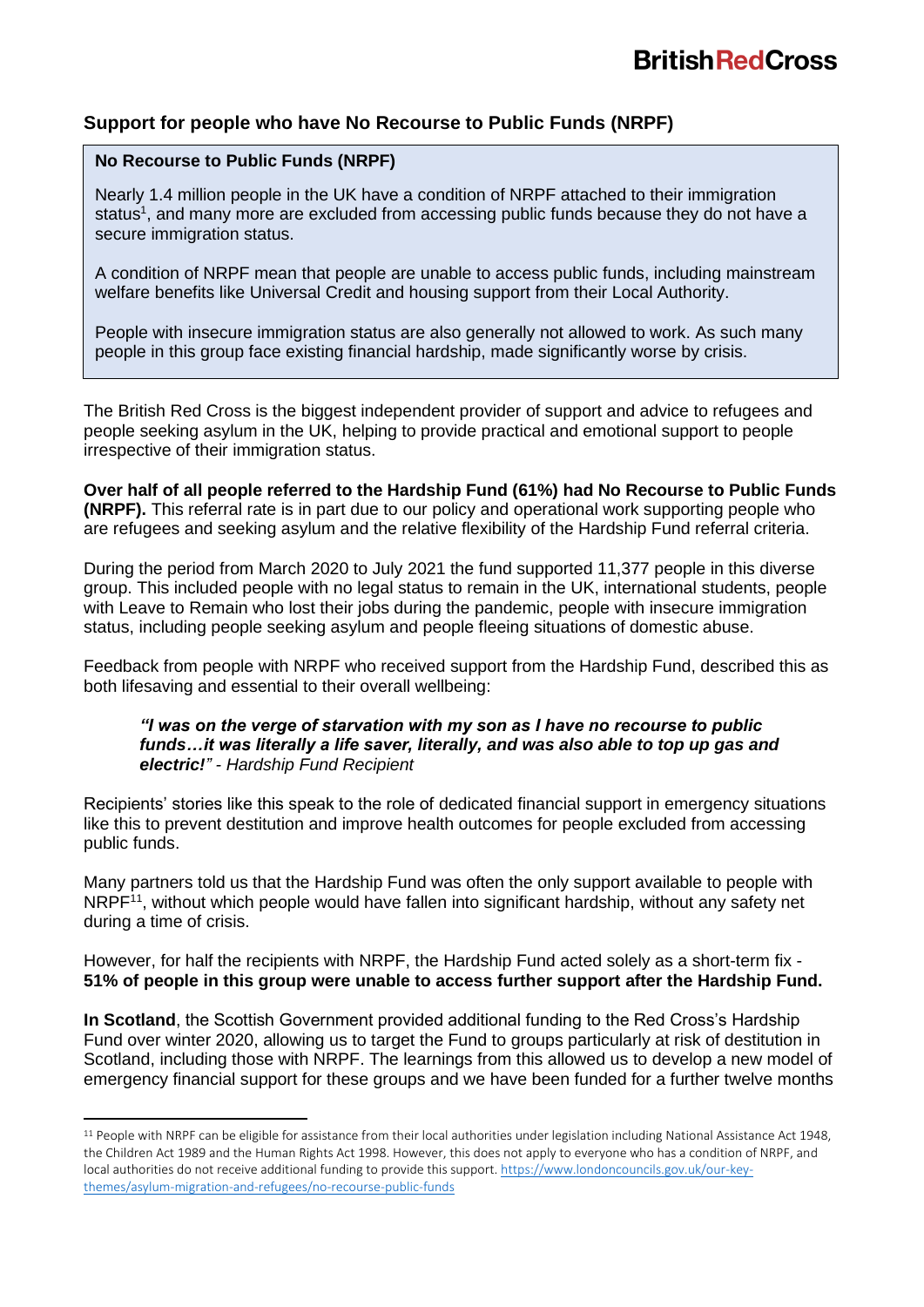## Support for people who have No Recourse to Public Funds (NRPF)

> **No Recourse to Public Funds (NRPF)**
>
> Nearly 1.4 million people in the UK have a condition of NRPF attached to their immigration status[1], and many more are excluded from accessing public funds because they do not have a secure immigration status.
>
> A condition of NRPF mean that people are unable to access public funds, including mainstream welfare benefits like Universal Credit and housing support from their Local Authority.
>
> People with insecure immigration status are also generally not allowed to work. As such many people in this group face existing financial hardship, made significantly worse by crisis.

The British Red Cross is the biggest independent provider of support and advice to refugees and people seeking asylum in the UK, helping to provide practical and emotional support to people irrespective of their immigration status.

**Over half of all people referred to the Hardship Fund (61%) had No Recourse to Public Funds (NRPF).** This referral rate is in part due to our policy and operational work supporting people who are refugees and seeking asylum and the relative flexibility of the Hardship Fund referral criteria.

During the period from March 2020 to July 2021 the fund supported 11,377 people in this diverse group. This included people with no legal status to remain in the UK, international students, people with Leave to Remain who lost their jobs during the pandemic, people with insecure immigration status, including people seeking asylum and people fleeing situations of domestic abuse.

Feedback from people with NRPF who received support from the Hardship Fund, described this as both lifesaving and essential to their overall wellbeing:

> ***"I was on the verge of starvation with my son as I have no recourse to public funds…it was literally a life saver, literally, and was also able to top up gas and electric!"*** *- Hardship Fund Recipient*

Recipients' stories like this speak to the role of dedicated financial support in emergency situations like this to prevent destitution and improve health outcomes for people excluded from accessing public funds.

Many partners told us that the Hardship Fund was often the only support available to people with NRPF[11], without which people would have fallen into significant hardship, without any safety net during a time of crisis.

However, for half the recipients with NRPF, the Hardship Fund acted solely as a short-term fix - **51% of people in this group were unable to access further support after the Hardship Fund.**

**In Scotland**, the Scottish Government provided additional funding to the Red Cross's Hardship Fund over winter 2020, allowing us to target the Fund to groups particularly at risk of destitution in Scotland, including those with NRPF. The learnings from this allowed us to develop a new model of emergency financial support for these groups and we have been funded for a further twelve months

---

[11] People with NRPF can be eligible for assistance from their local authorities under legislation including National Assistance Act 1948, the Children Act 1989 and the Human Rights Act 1998. However, this does not apply to everyone who has a condition of NRPF, and local authorities do not receive additional funding to provide this support. https://www.londoncouncils.gov.uk/our-key-themes/asylum-migration-and-refugees/no-recourse-public-funds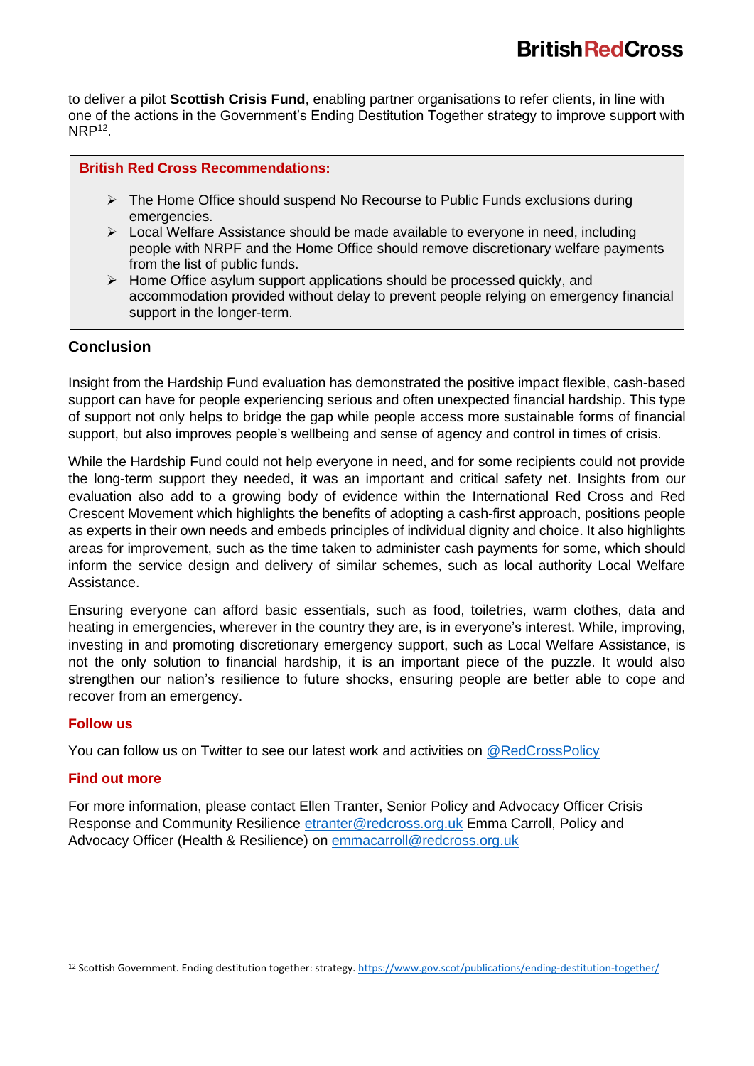to deliver a pilot **Scottish Crisis Fund**, enabling partner organisations to refer clients, in line with one of the actions in the Government's Ending Destitution Together strategy to improve support with NRP[12].

**British Red Cross Recommendations:**

- The Home Office should suspend No Recourse to Public Funds exclusions during emergencies.
- Local Welfare Assistance should be made available to everyone in need, including people with NRPF and the Home Office should remove discretionary welfare payments from the list of public funds.
- Home Office asylum support applications should be processed quickly, and accommodation provided without delay to prevent people relying on emergency financial support in the longer-term.

## Conclusion

Insight from the Hardship Fund evaluation has demonstrated the positive impact flexible, cash-based support can have for people experiencing serious and often unexpected financial hardship. This type of support not only helps to bridge the gap while people access more sustainable forms of financial support, but also improves people's wellbeing and sense of agency and control in times of crisis.

While the Hardship Fund could not help everyone in need, and for some recipients could not provide the long-term support they needed, it was an important and critical safety net. Insights from our evaluation also add to a growing body of evidence within the International Red Cross and Red Crescent Movement which highlights the benefits of adopting a cash-first approach, positions people as experts in their own needs and embeds principles of individual dignity and choice. It also highlights areas for improvement, such as the time taken to administer cash payments for some, which should inform the service design and delivery of similar schemes, such as local authority Local Welfare Assistance.

Ensuring everyone can afford basic essentials, such as food, toiletries, warm clothes, data and heating in emergencies, wherever in the country they are, is in everyone's interest. While, improving, investing in and promoting discretionary emergency support, such as Local Welfare Assistance, is not the only solution to financial hardship, it is an important piece of the puzzle. It would also strengthen our nation's resilience to future shocks, ensuring people are better able to cope and recover from an emergency.

### Follow us

You can follow us on Twitter to see our latest work and activities on @RedCrossPolicy

### Find out more

For more information, please contact Ellen Tranter, Senior Policy and Advocacy Officer Crisis Response and Community Resilience etranter@redcross.org.uk Emma Carroll, Policy and Advocacy Officer (Health & Resilience) on emmacarroll@redcross.org.uk

[12] Scottish Government. Ending destitution together: strategy. https://www.gov.scot/publications/ending-destitution-together/